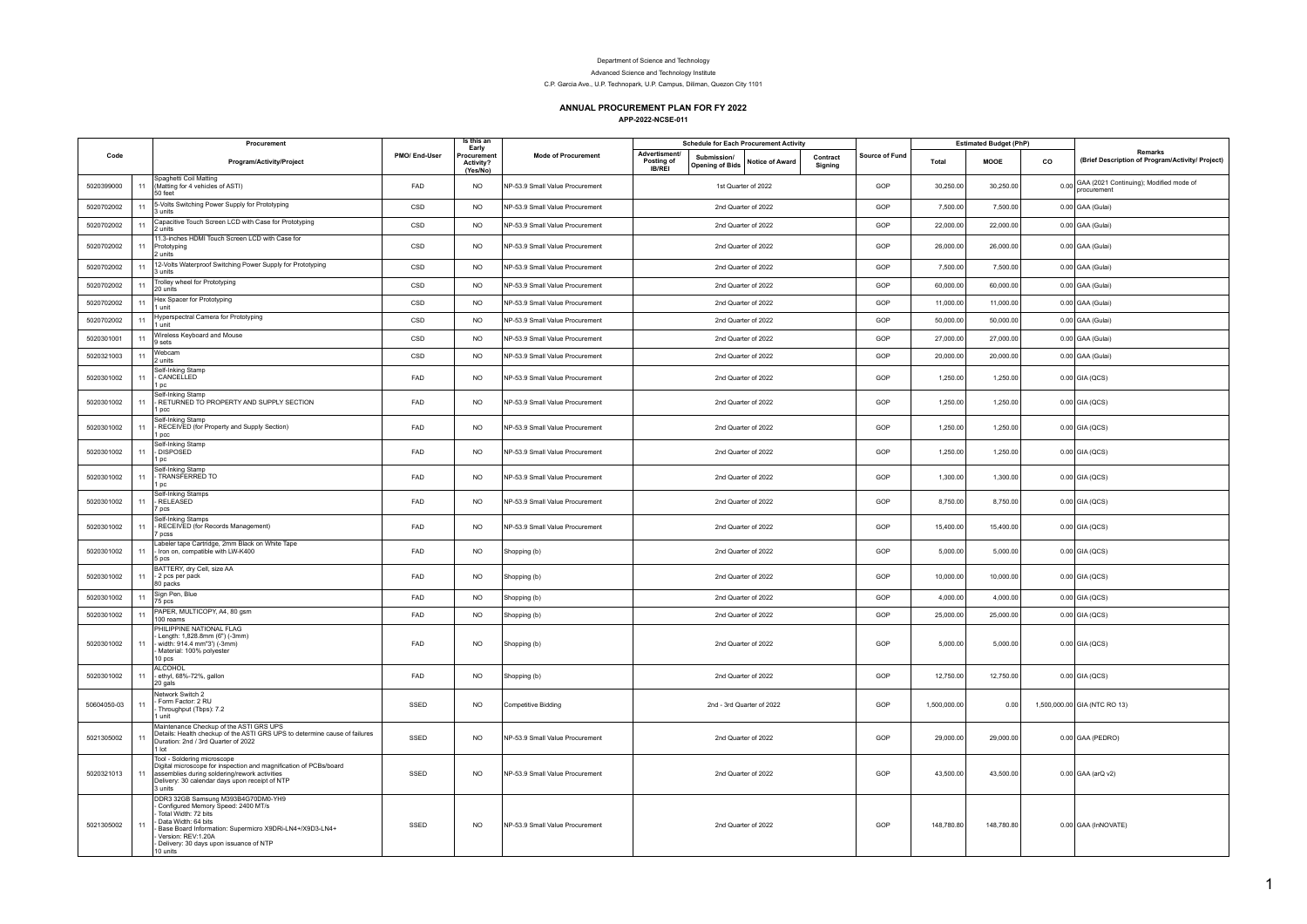Department of Science and Technology

Advanced Science and Technology Institute

C.P. Garcia Ave., U.P. Technopark, U.P. Campus, Diliman, Quezon City 1101

# ANNUAL PROCUREMENT PLAN FOR FY 2022

**APP-2022-NCSE-011**

| Code | | Procurement Program/Activity/Project | PMO/ End-User | Is this an Early Procurement Activity? (Yes/No) | Mode of Procurement | Schedule for Each Procurement Activity | | | | Source of Fund | Estimated Budget (PhP) | | | Remarks (Brief Description of Program/Activity/ Project) |
|---|---|---|---|---|---|---|---|---|---|---|---|---|---|---|
| | | | | | | Advertisment/ Posting of IB/REI | Submission/ Opening of Bids | Notice of Award | Contract Signing | | Total | MOOE | CO | |
| 5020399000 | 11 | Spaghetti Coil Matting (Matting for 4 vehicles of ASTI) 50 feet | FAD | NO | NP-53.9 Small Value Procurement | 1st Quarter of 2022 | | | | GOP | 30,250.00 | 30,250.00 | 0.00 | GAA (2021 Continuing); Modified mode of procurement |
| 5020702002 | 11 | 5-Volts Switching Power Supply for Prototyping 3 units | CSD | NO | NP-53.9 Small Value Procurement | 2nd Quarter of 2022 | | | | GOP | 7,500.00 | 7,500.00 | 0.00 | GAA (Gulai) |
| 5020702002 | 11 | Capacitive Touch Screen LCD with Case for Prototyping 2 units | CSD | NO | NP-53.9 Small Value Procurement | 2nd Quarter of 2022 | | | | GOP | 22,000.00 | 22,000.00 | 0.00 | GAA (Gulai) |
| 5020702002 | 11 | 11.3-inches HDMI Touch Screen LCD with Case for Prototyping 2 units | CSD | NO | NP-53.9 Small Value Procurement | 2nd Quarter of 2022 | | | | GOP | 26,000.00 | 26,000.00 | 0.00 | GAA (Gulai) |
| 5020702002 | 11 | 12-Volts Waterproof Switching Power Supply for Prototyping 3 units | CSD | NO | NP-53.9 Small Value Procurement | 2nd Quarter of 2022 | | | | GOP | 7,500.00 | 7,500.00 | 0.00 | GAA (Gulai) |
| 5020702002 | 11 | Trolley wheel for Prototyping 20 units | CSD | NO | NP-53.9 Small Value Procurement | 2nd Quarter of 2022 | | | | GOP | 60,000.00 | 60,000.00 | 0.00 | GAA (Gulai) |
| 5020702002 | 11 | Hex Spacer for Prototyping 1 unit | CSD | NO | NP-53.9 Small Value Procurement | 2nd Quarter of 2022 | | | | GOP | 11,000.00 | 11,000.00 | 0.00 | GAA (Gulai) |
| 5020702002 | 11 | Hyperspectral Camera for Prototyping 1 unit | CSD | NO | NP-53.9 Small Value Procurement | 2nd Quarter of 2022 | | | | GOP | 50,000.00 | 50,000.00 | 0.00 | GAA (Gulai) |
| 5020301001 | 11 | Wireless Keyboard and Mouse 9 sets | CSD | NO | NP-53.9 Small Value Procurement | 2nd Quarter of 2022 | | | | GOP | 27,000.00 | 27,000.00 | 0.00 | GAA (Gulai) |
| 5020321003 | 11 | Webcam 2 units | CSD | NO | NP-53.9 Small Value Procurement | 2nd Quarter of 2022 | | | | GOP | 20,000.00 | 20,000.00 | 0.00 | GAA (Gulai) |
| 5020301002 | 11 | Self-Inking Stamp - CANCELLED 1 pc | FAD | NO | NP-53.9 Small Value Procurement | 2nd Quarter of 2022 | | | | GOP | 1,250.00 | 1,250.00 | 0.00 | GIA (QCS) |
| 5020301002 | 11 | Self-Inking Stamp - RETURNED TO PROPERTY AND SUPPLY SECTION 1 pcc | FAD | NO | NP-53.9 Small Value Procurement | 2nd Quarter of 2022 | | | | GOP | 1,250.00 | 1,250.00 | 0.00 | GIA (QCS) |
| 5020301002 | 11 | Self-Inking Stamp - RECEIVED (for Property and Supply Section) 1 pcc | FAD | NO | NP-53.9 Small Value Procurement | 2nd Quarter of 2022 | | | | GOP | 1,250.00 | 1,250.00 | 0.00 | GIA (QCS) |
| 5020301002 | 11 | Self-Inking Stamp - DISPOSED 1 pc | FAD | NO | NP-53.9 Small Value Procurement | 2nd Quarter of 2022 | | | | GOP | 1,250.00 | 1,250.00 | 0.00 | GIA (QCS) |
| 5020301002 | 11 | Self-Inking Stamp - TRANSFERRED TO 1 pc | FAD | NO | NP-53.9 Small Value Procurement | 2nd Quarter of 2022 | | | | GOP | 1,300.00 | 1,300.00 | 0.00 | GIA (QCS) |
| 5020301002 | 11 | Self-Inking Stamps - RELEASED 7 pcs | FAD | NO | NP-53.9 Small Value Procurement | 2nd Quarter of 2022 | | | | GOP | 8,750.00 | 8,750.00 | 0.00 | GIA (QCS) |
| 5020301002 | 11 | Self-Inking Stamps - RECEIVED (for Records Management) 7 pcss | FAD | NO | NP-53.9 Small Value Procurement | 2nd Quarter of 2022 | | | | GOP | 15,400.00 | 15,400.00 | 0.00 | GIA (QCS) |
| 5020301002 | 11 | Labeler tape Cartridge, 2mm Black on White Tape - Iron on, compatible with LW-K400 5 pcs | FAD | NO | Shopping (b) | 2nd Quarter of 2022 | | | | GOP | 5,000.00 | 5,000.00 | 0.00 | GIA (QCS) |
| 5020301002 | 11 | BATTERY, dry Cell, size AA - 2 pcs per pack 80 packs | FAD | NO | Shopping (b) | 2nd Quarter of 2022 | | | | GOP | 10,000.00 | 10,000.00 | 0.00 | GIA (QCS) |
| 5020301002 | 11 | Sign Pen, Blue 75 pcs | FAD | NO | Shopping (b) | 2nd Quarter of 2022 | | | | GOP | 4,000.00 | 4,000.00 | 0.00 | GIA (QCS) |
| 5020301002 | 11 | PAPER, MULTICOPY, A4, 80 gsm 100 reams | FAD | NO | Shopping (b) | 2nd Quarter of 2022 | | | | GOP | 25,000.00 | 25,000.00 | 0.00 | GIA (QCS) |
| 5020301002 | 11 | PHILIPPINE NATIONAL FLAG - Length: 1,828.8mm (6") (-3mm) - width: 914.4 mm"3') (-3mm) - Material: 100% polyester 10 pcs | FAD | NO | Shopping (b) | 2nd Quarter of 2022 | | | | GOP | 5,000.00 | 5,000.00 | 0.00 | GIA (QCS) |
| 5020301002 | 11 | ALCOHOL - ethyl, 68%-72%, gallon 20 gals | FAD | NO | Shopping (b) | 2nd Quarter of 2022 | | | | GOP | 12,750.00 | 12,750.00 | 0.00 | GIA (QCS) |
| 50604050-03 | 11 | Network Switch 2 - Form Factor: 2 RU - Throughput (Tbps): 7.2 1 unit | SSED | NO | Competitive Bidding | 2nd - 3rd Quarter of 2022 | | | | GOP | 1,500,000.00 | 0.00 | 1,500,000.00 | GIA (NTC RO 13) |
| 5021305002 | 11 | Maintenance Checkup of the ASTI GRS UPS Details: Health checkup of the ASTI GRS UPS to determine cause of failures Duration: 2nd / 3rd Quarter of 2022 1 lot | SSED | NO | NP-53.9 Small Value Procurement | 2nd Quarter of 2022 | | | | GOP | 29,000.00 | 29,000.00 | 0.00 | GAA (PEDRO) |
| 5020321013 | 11 | Tool - Soldering microscope Digital microscope for inspection and magnification of PCBs/board assemblies during soldering/rework activities Delivery: 30 calendar days upon receipt of NTP 3 units | SSED | NO | NP-53.9 Small Value Procurement | 2nd Quarter of 2022 | | | | GOP | 43,500.00 | 43,500.00 | 0.00 | GAA (arQ v2) |
| 5021305002 | 11 | DDR3 32GB Samsung M393B4G70DM0-YH9 - Configured Memory Speed: 2400 MT/s - Total Width: 72 bits - Data Width: 64 bits - Base Board Information: Supermicro X9DRi-LN4+/X9D3-LN4+ - Version: REV:1.20A - Delivery: 30 days upon issuance of NTP 10 units | SSED | NO | NP-53.9 Small Value Procurement | 2nd Quarter of 2022 | | | | GOP | 148,780.80 | 148,780.80 | 0.00 | GAA (InNOVATE) |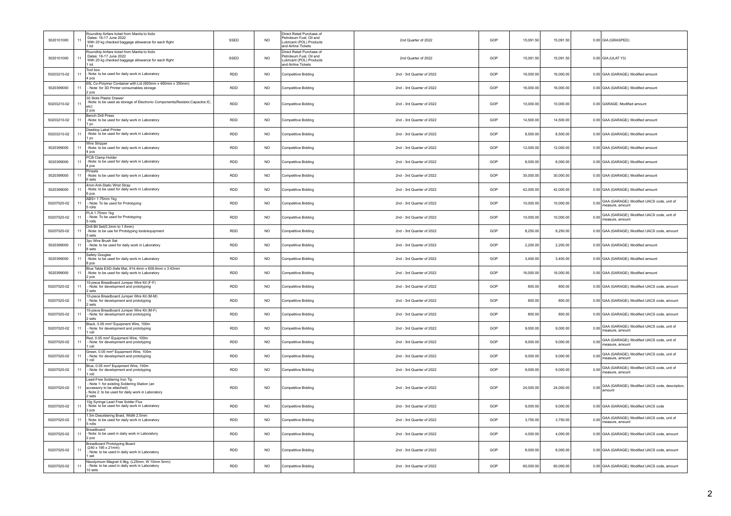| | | | | | | | | | | | |
|---|---|---|---|---|---|---|---|---|---|---|---|
| 5020101000 | 11 | Roundtrip Airfare ticket from Manila to Iloilo Dates: 16-17 June 2022 With 20 kg checked baggage allowance for each flight 1 lot | SSED | NO | Direct Retail Purchase of Petroleum Fuel, Oil and Lubricant (POL) Products and Airline Tickets | 2nd Quarter of 2022 | GOP | 15,091.50 | 15,091.50 | 0.00 | GIA (GRASPED) |
| 5020101000 | 11 | Roundtrip Airfare ticket from Manila to Iloilo Dates: 16-17 June 2022 With 20 kg checked baggage allowance for each flight 1 lot | SSED | NO | Direct Retail Purchase of Petroleum Fuel, Oil and Lubricant (POL) Products and Airline Tickets | 2nd Quarter of 2022 | GOP | 15,091.50 | 15,091.50 | 0.00 | GIA (ULAT Y3) |
| 50203210-02 | 11 | Tool box - Note: to be used for daily work in Laboratory 4 pcs | RDD | NO | Competitive Bidding | 2nd - 3rd Quarter of 2022 | GOP | 16,000.00 | 16,000.00 | 0.00 | GAA (GARAGE); Modified amount |
| 5020399000 | 11 | 65L Co-Polymer Container with Lid (600mm x 460mm x 350mm) - Note: for 3D Printer consumables storage 2 pcs | RDD | NO | Competitive Bidding | 2nd - 3rd Quarter of 2022 | GOP | 16,000.00 | 16,000.00 | 0.00 | GAA (GARAGE); Modified amount |
| 50203210-02 | 11 | 30 Slots Plastic Drawer -Note: to be used as storage of Electronic Components(Resistor,Capacitor,IC, etc) 2 pcs | RDD | NO | Competitive Bidding | 2nd - 3rd Quarter of 2022 | GOP | 10,000.00 | 10,000.00 | 0.00 | GARAGE; Modified amount |
| 50203210-02 | 11 | Bench Drill Press -Note: to be used for daily work in Laboratory 1 pc | RDD | NO | Competitive Bidding | 2nd - 3rd Quarter of 2022 | GOP | 14,500.00 | 14,500.00 | 0.00 | GAA (GARAGE); Modified amount |
| 50203210-02 | 11 | Desktop Label Printer -Note: to be used for daily work in Laboratory 1 pc | RDD | NO | Competitive Bidding | 2nd - 3rd Quarter of 2022 | GOP | 8,500.00 | 8,500.00 | 0.00 | GAA (GARAGE); Modified amount |
| 5020399000 | 11 | Wire Stripper -Note: to be used for daily work in Laboratory 4 pcs | RDD | NO | Competitive Bidding | 2nd - 3rd Quarter of 2022 | GOP | 12,000.00 | 12,000.00 | 0.00 | GAA (GARAGE); Modified amount |
| 5020399000 | 11 | PCB Clamp Holder -Note: to be used for daily work in Laboratory 4 pcs | RDD | NO | Competitive Bidding | 2nd - 3rd Quarter of 2022 | GOP | 8,000.00 | 8,000.00 | 0.00 | GAA (GARAGE); Modified amount |
| 5020399000 | 11 | Pinsets -Note: to be used for daily work in Laboratory 6 sets | RDD | NO | Competitive Bidding | 2nd - 3rd Quarter of 2022 | GOP | 30,000.00 | 30,000.00 | 0.00 | GAA (GARAGE); Modified amount |
| 5020399000 | 11 | 4mm Anti-Static Wrist Strap -Note: to be used for daily work in Laboratory 6 pcs | RDD | NO | Competitive Bidding | 2nd - 3rd Quarter of 2022 | GOP | 42,000.00 | 42,000.00 | 0.00 | GAA (GARAGE); Modified amount |
| 50207020-02 | 11 | ABS+ 1.75mm 1kg - Note: To be used for Prototyping 5 rolls | RDD | NO | Competitive Bidding | 2nd - 3rd Quarter of 2022 | GOP | 10,000.00 | 10,000.00 | 0.00 | GAA (GARAGE); Modified UACS code, unit of measure, amount |
| 50207020-02 | 11 | PLA 1.75mm 1kg - Note: To be used for Prototyping 5 rolls | RDD | NO | Competitive Bidding | 2nd - 3rd Quarter of 2022 | GOP | 10,000.00 | 10,000.00 | 0.00 | GAA (GARAGE); Modified UACS code, unit of measure, amount |
| 50207020-02 | 11 | Drill Bit Set(0.3mm to 1.6mm) -Note: to be use for Prototyping tools/equipment 3 sets | RDD | NO | Competitive Bidding | 2nd - 3rd Quarter of 2022 | GOP | 8,250.00 | 8,250.00 | 0.00 | GAA (GARAGE); Modified UACS code, amount |
| 5020399000 | 11 | 3pc Wire Brush Set - Note: to be used for daily work in Laboratory 8 sets | RDD | NO | Competitive Bidding | 2nd - 3rd Quarter of 2022 | GOP | 2,200.00 | 2,200.00 | 0.00 | GAA (GARAGE); Modified amount |
| 5020399000 | 11 | Safety Googles -Note: to be used for daily work in Laboratory 8 pcs | RDD | NO | Competitive Bidding | 2nd - 3rd Quarter of 2022 | GOP | 3,400.00 | 3,400.00 | 0.00 | GAA (GARAGE); Modified amount |
| 5020399000 | 11 | Blue Table ESD-Safe Mat, 914.4mm x 609.6mm x 3.43mm -Note: to be used for daily work in Laboratory 2 pcs | RDD | NO | Competitive Bidding | 2nd - 3rd Quarter of 2022 | GOP | 16,000.00 | 16,000.00 | 0.00 | GAA (GARAGE); Modified amount |
| 50207020-02 | 11 | 10-piece Breadboard Jumper Wire Kit (F-F) - Note: for development and prototyping 2 sets | RDD | NO | Competitive Bidding | 2nd - 3rd Quarter of 2022 | GOP | 800.00 | 800.00 | 0.00 | GAA (GARAGE); Modified UACS code, amount |
| 50207020-02 | 11 | 10-piece Breadboard Jumper Wire Kit (M-M) - Note: for development and prototyping 2 sets | RDD | NO | Competitive Bidding | 2nd - 3rd Quarter of 2022 | GOP | 800.00 | 800.00 | 0.00 | GAA (GARAGE); Modified UACS code, amount |
| 50207020-02 | 11 | 10-piece Breadboard Jumper Wire Kit (M-F) - Note: for development and prototyping 2 sets | RDD | NO | Competitive Bidding | 2nd - 3rd Quarter of 2022 | GOP | 800.00 | 800.00 | 0.00 | GAA (GARAGE); Modified UACS code, amount |
| 50207020-02 | 11 | Black, 0.05 mm² Equipment Wire, 100m - Note: for development and prototyping 1 roll | RDD | NO | Competitive Bidding | 2nd - 3rd Quarter of 2022 | GOP | 9,000.00 | 9,000.00 | 0.00 | GAA (GARAGE); Modified UACS code, unit of measure, amount |
| 50207020-02 | 11 | Red, 0.05 mm² Equipment Wire, 100m - Note: for development and prototyping 1 roll | RDD | NO | Competitive Bidding | 2nd - 3rd Quarter of 2022 | GOP | 9,000.00 | 9,000.00 | 0.00 | GAA (GARAGE); Modified UACS code, unit of measure, amount |
| 50207020-02 | 11 | Green, 0.05 mm² Equipment Wire, 100m - Note: for development and prototyping 1 roll | RDD | NO | Competitive Bidding | 2nd - 3rd Quarter of 2022 | GOP | 9,000.00 | 9,000.00 | 0.00 | GAA (GARAGE); Modified UACS code, unit of measure, amount |
| 50207020-02 | 11 | Blue, 0.05 mm² Equipment Wire, 100m - Note: for development and prototyping 1 roll | RDD | NO | Competitive Bidding | 2nd - 3rd Quarter of 2022 | GOP | 9,000.00 | 9,000.00 | 0.00 | GAA (GARAGE); Modified UACS code, unit of measure, amount |
| 50207020-02 | 11 | Lead-Free Soldering Iron Tip - Note 1: for existing Soldering Station (an accessory to be attached) - Note 2: to be used for daily work in Laboratory 2 sets | RDD | NO | Competitive Bidding | 2nd - 3rd Quarter of 2022 | GOP | 24,000.00 | 24,000.00 | 0.00 | GAA (GARAGE); Modified UACS code, description, amount |
| 50207020-02 | 11 | 10g Syringe Lead Free Solder Flux - Note: to be used for daily work in Laboratory 3 pcs | RDD | NO | Competitive Bidding | 2nd - 3rd Quarter of 2022 | GOP | 9,000.00 | 9,000.00 | 0.00 | GAA (GARAGE); Modified UACS code |
| 50207020-02 | 11 | 1.5m Desoldering Braid, Width 2.5mm - Note: to be used for daily work in Laboratory 5 rolls | RDD | NO | Competitive Bidding | 2nd - 3rd Quarter of 2022 | GOP | 3,750.00 | 3,750.00 | 0.00 | GAA (GARAGE); Modified UACS code, unit of measure, amount |
| 50207020-02 | 11 | Breadboard - Note: to be used in daily work in Laboratory 2 pcs | RDD | NO | Competitive Bidding | 2nd - 3rd Quarter of 2022 | GOP | 4,000.00 | 4,000.00 | 0.00 | GAA (GARAGE); Modified UACS code, amount |
| 50207020-02 | 11 | Breadboard Prototyping Board (240 x 195 x 21mm) - Note: to be used in daily work in Laboratory 1 set | RDD | NO | Competitive Bidding | 2nd - 3rd Quarter of 2022 | GOP | 8,000.00 | 8,000.00 | 0.00 | GAA (GARAGE); Modified UACS code, amount |
| 50207020-02 | 11 | Neodymium Magnet 4.9kg, (L25mm, W 10mm 5mm) - Note: to be used in daily work in Laboratory 10 sets | RDD | NO | Competitive Bidding | 2nd - 3rd Quarter of 2022 | GOP | 60,000.00 | 60,000.00 | 0.00 | GAA (GARAGE); Modified UACS code, amount |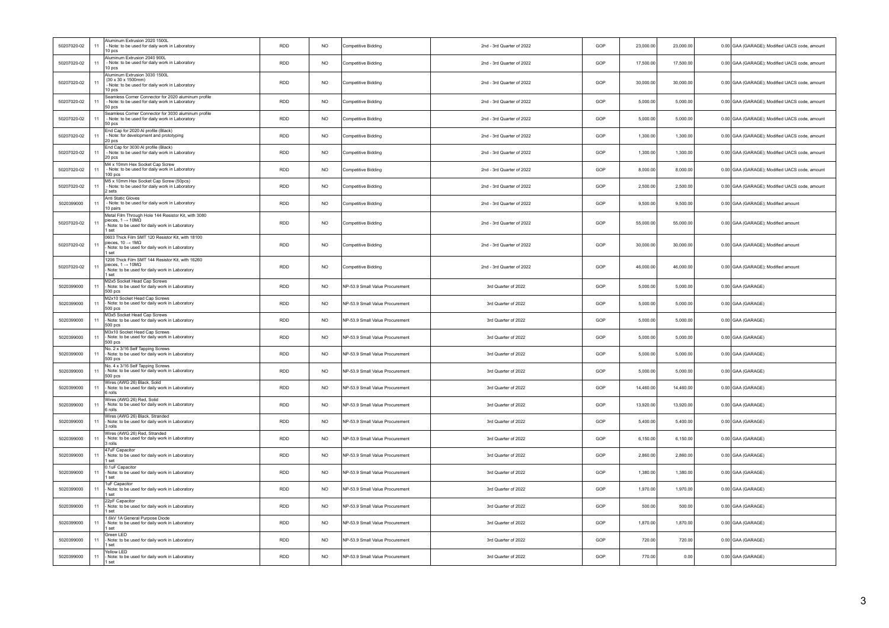| | | | | | | | | | | | |
|---|---|---|---|---|---|---|---|---|---|---|---|
| 50207020-02 | 11 | Aluminum Extrusion 2020 1500L<br>- Note: to be used for daily work in Laboratory<br>10 pcs | RDD | NO | Competitive Bidding | 2nd - 3rd Quarter of 2022 | GOP | 23,000.00 | 23,000.00 | 0.00 | GAA (GARAGE); Modified UACS code, amount |
| 50207020-02 | 11 | Aluminum Extrusion 2040 900L<br>- Note: to be used for daily work in Laboratory<br>10 pcs | RDD | NO | Competitive Bidding | 2nd - 3rd Quarter of 2022 | GOP | 17,500.00 | 17,500.00 | 0.00 | GAA (GARAGE); Modified UACS code, amount |
| 50207020-02 | 11 | Aluminum Extrusion 3030 1500L<br>(30 x 30 x 1500mm)<br>- Note: to be used for daily work in Laboratory<br>10 pcs | RDD | NO | Competitive Bidding | 2nd - 3rd Quarter of 2022 | GOP | 30,000.00 | 30,000.00 | 0.00 | GAA (GARAGE); Modified UACS code, amount |
| 50207020-02 | 11 | Seamless Corner Connector for 2020 aluminum profile<br>- Note: to be used for daily work in Laboratory<br>50 pcs | RDD | NO | Competitive Bidding | 2nd - 3rd Quarter of 2022 | GOP | 5,000.00 | 5,000.00 | 0.00 | GAA (GARAGE); Modified UACS code, amount |
| 50207020-02 | 11 | Seamless Corner Connector for 3030 aluminum profile<br>- Note: to be used for daily work in Laboratory<br>50 pcs | RDD | NO | Competitive Bidding | 2nd - 3rd Quarter of 2022 | GOP | 5,000.00 | 5,000.00 | 0.00 | GAA (GARAGE); Modified UACS code, amount |
| 50207020-02 | 11 | End Cap for 2020 Al profile (Black)<br>- Note: for development and prototyping<br>20 pcs | RDD | NO | Competitive Bidding | 2nd - 3rd Quarter of 2022 | GOP | 1,300.00 | 1,300.00 | 0.00 | GAA (GARAGE); Modified UACS code, amount |
| 50207020-02 | 11 | End Cap for 3030 Al profile (Black)<br>- Note: to be used for daily work in Laboratory<br>20 pcs | RDD | NO | Competitive Bidding | 2nd - 3rd Quarter of 2022 | GOP | 1,300.00 | 1,300.00 | 0.00 | GAA (GARAGE); Modified UACS code, amount |
| 50207020-02 | 11 | M4 x 10mm Hex Socket Cap Screw<br>- Note: to be used for daily work in Laboratory<br>100 pcs | RDD | NO | Competitive Bidding | 2nd - 3rd Quarter of 2022 | GOP | 8,000.00 | 8,000.00 | 0.00 | GAA (GARAGE); Modified UACS code, amount |
| 50207020-02 | 11 | M5 x 10mm Hex Socket Cap Screw (50pcs)<br>- Note: to be used for daily work in Laboratory<br>2 sets | RDD | NO | Competitive Bidding | 2nd - 3rd Quarter of 2022 | GOP | 2,500.00 | 2,500.00 | 0.00 | GAA (GARAGE); Modified UACS code, amount |
| 5020399000 | 11 | Anti Static Gloves<br>- Note: to be used for daily work in Laboratory<br>10 pairs | RDD | NO | Competitive Bidding | 2nd - 3rd Quarter of 2022 | GOP | 9,500.00 | 9,500.00 | 0.00 | GAA (GARAGE); Modified amount |
| 50207020-02 | 11 | Metal Film Through Hole 144 Resistor Kit, with 3080 pieces, 1 → 10MΩ<br>- Note: to be used for daily work in Laboratory<br>1 set | RDD | NO | Competitive Bidding | 2nd - 3rd Quarter of 2022 | GOP | 55,000.00 | 55,000.00 | 0.00 | GAA (GARAGE); Modified amount |
| 50207020-02 | 11 | 0603 Thick Film SMT 120 Resistor Kit, with 18100 pieces, 10 → 1MΩ<br>- Note: to be used for daily work in Laboratory<br>1 set | RDD | NO | Competitive Bidding | 2nd - 3rd Quarter of 2022 | GOP | 30,000.00 | 30,000.00 | 0.00 | GAA (GARAGE); Modified amount |
| 50207020-02 | 11 | 1206 Thick Film SMT 144 Resistor Kit, with 16260 pieces, 1 → 10MΩ<br>- Note: to be used for daily work in Laboratory<br>1 set | RDD | NO | Competitive Bidding | 2nd - 3rd Quarter of 2022 | GOP | 46,000.00 | 46,000.00 | 0.00 | GAA (GARAGE); Modified amount |
| 5020399000 | 11 | M2x5 Socket Head Cap Screws<br>- Note: to be used for daily work in Laboratory<br>500 pcs | RDD | NO | NP-53.9 Small Value Procurement | 3rd Quarter of 2022 | GOP | 5,000.00 | 5,000.00 | 0.00 | GAA (GARAGE) |
| 5020399000 | 11 | M2x10 Socket Head Cap Screws<br>- Note: to be used for daily work in Laboratory<br>500 pcs | RDD | NO | NP-53.9 Small Value Procurement | 3rd Quarter of 2022 | GOP | 5,000.00 | 5,000.00 | 0.00 | GAA (GARAGE) |
| 5020399000 | 11 | M3x5 Socket Head Cap Screws<br>- Note: to be used for daily work in Laboratory<br>500 pcs | RDD | NO | NP-53.9 Small Value Procurement | 3rd Quarter of 2022 | GOP | 5,000.00 | 5,000.00 | 0.00 | GAA (GARAGE) |
| 5020399000 | 11 | M3x10 Socket Head Cap Screws<br>- Note: to be used for daily work in Laboratory<br>500 pcs | RDD | NO | NP-53.9 Small Value Procurement | 3rd Quarter of 2022 | GOP | 5,000.00 | 5,000.00 | 0.00 | GAA (GARAGE) |
| 5020399000 | 11 | No. 2 x 3/16 Self Tapping Screws<br>- Note: to be used for daily work in Laboratory<br>500 pcs | RDD | NO | NP-53.9 Small Value Procurement | 3rd Quarter of 2022 | GOP | 5,000.00 | 5,000.00 | 0.00 | GAA (GARAGE) |
| 5020399000 | 11 | No. 4 x 3/16 Self Tapping Screws<br>- Note: to be used for daily work in Laboratory<br>500 pcs | RDD | NO | NP-53.9 Small Value Procurement | 3rd Quarter of 2022 | GOP | 5,000.00 | 5,000.00 | 0.00 | GAA (GARAGE) |
| 5020399000 | 11 | Wires (AWG 26) Black, Solid<br>- Note: to be used for daily work in Laboratory<br>6 rolls | RDD | NO | NP-53.9 Small Value Procurement | 3rd Quarter of 2022 | GOP | 14,460.00 | 14,460.00 | 0.00 | GAA (GARAGE) |
| 5020399000 | 11 | Wires (AWG 26) Red, Solid<br>- Note: to be used for daily work in Laboratory<br>6 rolls | RDD | NO | NP-53.9 Small Value Procurement | 3rd Quarter of 2022 | GOP | 13,920.00 | 13,920.00 | 0.00 | GAA (GARAGE) |
| 5020399000 | 11 | Wires (AWG 26) Black, Stranded<br>- Note: to be used for daily work in Laboratory<br>3 rolls | RDD | NO | NP-53.9 Small Value Procurement | 3rd Quarter of 2022 | GOP | 5,400.00 | 5,400.00 | 0.00 | GAA (GARAGE) |
| 5020399000 | 11 | Wires (AWG 26) Red, Stranded<br>- Note: to be used for daily work in Laboratory<br>3 rolls | RDD | NO | NP-53.9 Small Value Procurement | 3rd Quarter of 2022 | GOP | 6,150.00 | 6,150.00 | 0.00 | GAA (GARAGE) |
| 5020399000 | 11 | 47uF Capacitor<br>- Note: to be used for daily work in Laboratory<br>1 set | RDD | NO | NP-53.9 Small Value Procurement | 3rd Quarter of 2022 | GOP | 2,860.00 | 2,860.00 | 0.00 | GAA (GARAGE) |
| 5020399000 | 11 | 0.1uF Capacitor<br>- Note: to be used for daily work in Laboratory<br>1 set | RDD | NO | NP-53.9 Small Value Procurement | 3rd Quarter of 2022 | GOP | 1,380.00 | 1,380.00 | 0.00 | GAA (GARAGE) |
| 5020399000 | 11 | 1uF Capacitor<br>- Note: to be used for daily work in Laboratory<br>1 set | RDD | NO | NP-53.9 Small Value Procurement | 3rd Quarter of 2022 | GOP | 1,970.00 | 1,970.00 | 0.00 | GAA (GARAGE) |
| 5020399000 | 11 | 22pF Capacitor<br>- Note: to be used for daily work in Laboratory<br>1 set | RDD | NO | NP-53.9 Small Value Procurement | 3rd Quarter of 2022 | GOP | 500.00 | 500.00 | 0.00 | GAA (GARAGE) |
| 5020399000 | 11 | 1.6kV 1A General Purpose Diode<br>- Note: to be used for daily work in Laboratory<br>1 set | RDD | NO | NP-53.9 Small Value Procurement | 3rd Quarter of 2022 | GOP | 1,870.00 | 1,870.00 | 0.00 | GAA (GARAGE) |
| 5020399000 | 11 | Green LED<br>- Note: to be used for daily work in Laboratory<br>1 set | RDD | NO | NP-53.9 Small Value Procurement | 3rd Quarter of 2022 | GOP | 720.00 | 720.00 | 0.00 | GAA (GARAGE) |
| 5020399000 | 11 | Yellow LED<br>- Note: to be used for daily work in Laboratory<br>1 set | RDD | NO | NP-53.9 Small Value Procurement | 3rd Quarter of 2022 | GOP | 770.00 | 0.00 | 0.00 | GAA (GARAGE) |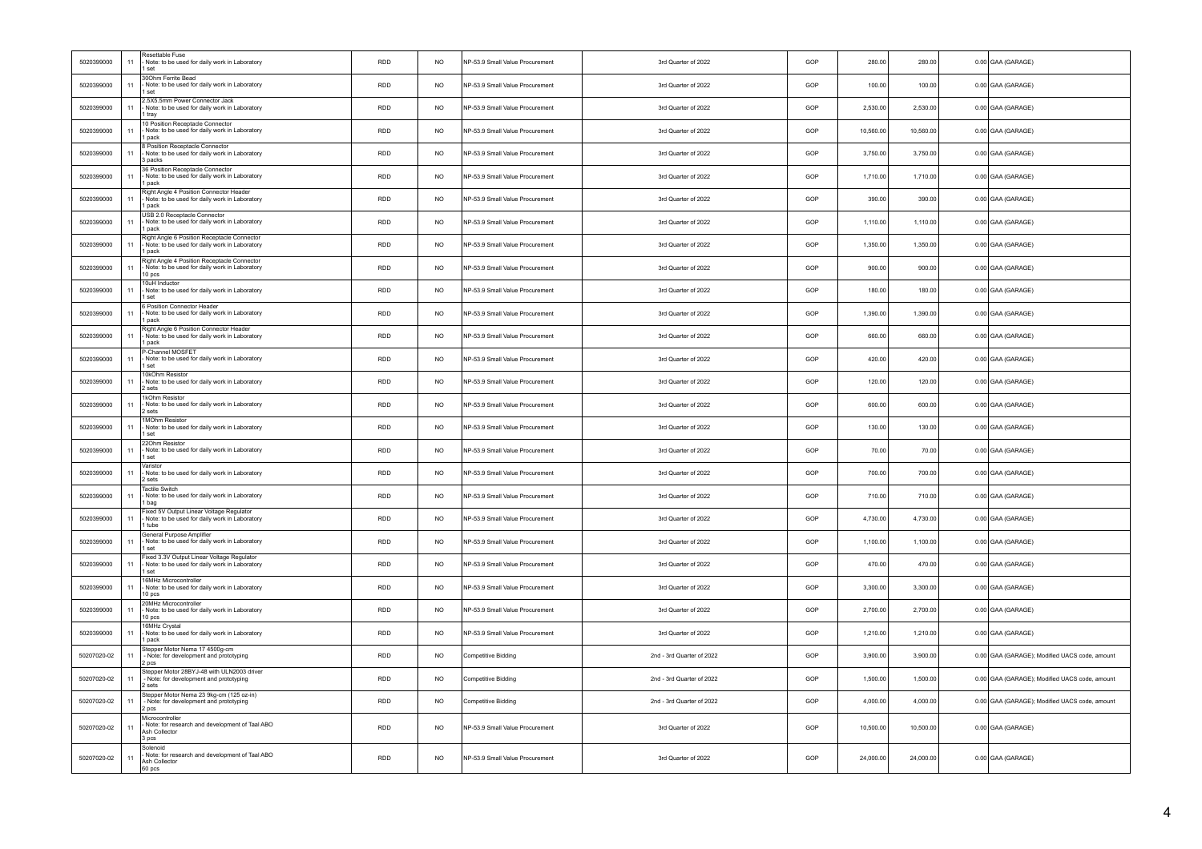| | | | | | | | | | | | |
|---|---|---|---|---|---|---|---|---|---|---|---|
| 5020399000 | 11 | Resettable Fuse<br>- Note: to be used for daily work in Laboratory<br>1 set | RDD | NO | NP-53.9 Small Value Procurement | 3rd Quarter of 2022 | GOP | 280.00 | 280.00 | 0.00 | GAA (GARAGE) |
| 5020399000 | 11 | 30Ohm Ferrite Bead<br>- Note: to be used for daily work in Laboratory<br>1 set | RDD | NO | NP-53.9 Small Value Procurement | 3rd Quarter of 2022 | GOP | 100.00 | 100.00 | 0.00 | GAA (GARAGE) |
| 5020399000 | 11 | 2.5X5.5mm Power Connector Jack<br>- Note: to be used for daily work in Laboratory<br>1 tray | RDD | NO | NP-53.9 Small Value Procurement | 3rd Quarter of 2022 | GOP | 2,530.00 | 2,530.00 | 0.00 | GAA (GARAGE) |
| 5020399000 | 11 | 10 Position Receptacle Connector<br>- Note: to be used for daily work in Laboratory<br>1 pack | RDD | NO | NP-53.9 Small Value Procurement | 3rd Quarter of 2022 | GOP | 10,560.00 | 10,560.00 | 0.00 | GAA (GARAGE) |
| 5020399000 | 11 | 8 Position Receptacle Connector<br>- Note: to be used for daily work in Laboratory<br>3 packs | RDD | NO | NP-53.9 Small Value Procurement | 3rd Quarter of 2022 | GOP | 3,750.00 | 3,750.00 | 0.00 | GAA (GARAGE) |
| 5020399000 | 11 | 36 Position Receptacle Connector<br>- Note: to be used for daily work in Laboratory<br>1 pack | RDD | NO | NP-53.9 Small Value Procurement | 3rd Quarter of 2022 | GOP | 1,710.00 | 1,710.00 | 0.00 | GAA (GARAGE) |
| 5020399000 | 11 | Right Angle 4 Position Connector Header<br>- Note: to be used for daily work in Laboratory<br>1 pack | RDD | NO | NP-53.9 Small Value Procurement | 3rd Quarter of 2022 | GOP | 390.00 | 390.00 | 0.00 | GAA (GARAGE) |
| 5020399000 | 11 | USB 2.0 Receptacle Connector<br>- Note: to be used for daily work in Laboratory<br>1 pack | RDD | NO | NP-53.9 Small Value Procurement | 3rd Quarter of 2022 | GOP | 1,110.00 | 1,110.00 | 0.00 | GAA (GARAGE) |
| 5020399000 | 11 | Right Angle 6 Position Receptacle Connector<br>- Note: to be used for daily work in Laboratory<br>1 pack | RDD | NO | NP-53.9 Small Value Procurement | 3rd Quarter of 2022 | GOP | 1,350.00 | 1,350.00 | 0.00 | GAA (GARAGE) |
| 5020399000 | 11 | Right Angle 4 Position Receptacle Connector<br>- Note: to be used for daily work in Laboratory<br>10 pcs | RDD | NO | NP-53.9 Small Value Procurement | 3rd Quarter of 2022 | GOP | 900.00 | 900.00 | 0.00 | GAA (GARAGE) |
| 5020399000 | 11 | 10uH Inductor<br>- Note: to be used for daily work in Laboratory<br>1 set | RDD | NO | NP-53.9 Small Value Procurement | 3rd Quarter of 2022 | GOP | 180.00 | 180.00 | 0.00 | GAA (GARAGE) |
| 5020399000 | 11 | 6 Position Connector Header<br>- Note: to be used for daily work in Laboratory<br>1 pack | RDD | NO | NP-53.9 Small Value Procurement | 3rd Quarter of 2022 | GOP | 1,390.00 | 1,390.00 | 0.00 | GAA (GARAGE) |
| 5020399000 | 11 | Right Angle 6 Position Connector Header<br>- Note: to be used for daily work in Laboratory<br>1 pack | RDD | NO | NP-53.9 Small Value Procurement | 3rd Quarter of 2022 | GOP | 660.00 | 660.00 | 0.00 | GAA (GARAGE) |
| 5020399000 | 11 | P-Channel MOSFET<br>- Note: to be used for daily work in Laboratory<br>1 set | RDD | NO | NP-53.9 Small Value Procurement | 3rd Quarter of 2022 | GOP | 420.00 | 420.00 | 0.00 | GAA (GARAGE) |
| 5020399000 | 11 | 10kOhm Resistor<br>- Note: to be used for daily work in Laboratory<br>2 sets | RDD | NO | NP-53.9 Small Value Procurement | 3rd Quarter of 2022 | GOP | 120.00 | 120.00 | 0.00 | GAA (GARAGE) |
| 5020399000 | 11 | 1kOhm Resistor<br>- Note: to be used for daily work in Laboratory<br>2 sets | RDD | NO | NP-53.9 Small Value Procurement | 3rd Quarter of 2022 | GOP | 600.00 | 600.00 | 0.00 | GAA (GARAGE) |
| 5020399000 | 11 | 1MOhm Resistor<br>- Note: to be used for daily work in Laboratory<br>1 set | RDD | NO | NP-53.9 Small Value Procurement | 3rd Quarter of 2022 | GOP | 130.00 | 130.00 | 0.00 | GAA (GARAGE) |
| 5020399000 | 11 | 22Ohm Resistor<br>- Note: to be used for daily work in Laboratory<br>1 set | RDD | NO | NP-53.9 Small Value Procurement | 3rd Quarter of 2022 | GOP | 70.00 | 70.00 | 0.00 | GAA (GARAGE) |
| 5020399000 | 11 | Varistor<br>- Note: to be used for daily work in Laboratory<br>2 sets | RDD | NO | NP-53.9 Small Value Procurement | 3rd Quarter of 2022 | GOP | 700.00 | 700.00 | 0.00 | GAA (GARAGE) |
| 5020399000 | 11 | Tactile Switch<br>- Note: to be used for daily work in Laboratory<br>1 bag | RDD | NO | NP-53.9 Small Value Procurement | 3rd Quarter of 2022 | GOP | 710.00 | 710.00 | 0.00 | GAA (GARAGE) |
| 5020399000 | 11 | Fixed 5V Output Linear Voltage Regulator<br>- Note: to be used for daily work in Laboratory<br>1 tube | RDD | NO | NP-53.9 Small Value Procurement | 3rd Quarter of 2022 | GOP | 4,730.00 | 4,730.00 | 0.00 | GAA (GARAGE) |
| 5020399000 | 11 | General Purpose Amplifier<br>- Note: to be used for daily work in Laboratory<br>1 set | RDD | NO | NP-53.9 Small Value Procurement | 3rd Quarter of 2022 | GOP | 1,100.00 | 1,100.00 | 0.00 | GAA (GARAGE) |
| 5020399000 | 11 | Fixed 3.3V Output Linear Voltage Regulator<br>- Note: to be used for daily work in Laboratory<br>1 set | RDD | NO | NP-53.9 Small Value Procurement | 3rd Quarter of 2022 | GOP | 470.00 | 470.00 | 0.00 | GAA (GARAGE) |
| 5020399000 | 11 | 16MHz Microcontroller<br>- Note: to be used for daily work in Laboratory<br>10 pcs | RDD | NO | NP-53.9 Small Value Procurement | 3rd Quarter of 2022 | GOP | 3,300.00 | 3,300.00 | 0.00 | GAA (GARAGE) |
| 5020399000 | 11 | 20MHz Microcontroller<br>- Note: to be used for daily work in Laboratory<br>10 pcs | RDD | NO | NP-53.9 Small Value Procurement | 3rd Quarter of 2022 | GOP | 2,700.00 | 2,700.00 | 0.00 | GAA (GARAGE) |
| 5020399000 | 11 | 16MHz Crystal<br>- Note: to be used for daily work in Laboratory<br>1 pack | RDD | NO | NP-53.9 Small Value Procurement | 3rd Quarter of 2022 | GOP | 1,210.00 | 1,210.00 | 0.00 | GAA (GARAGE) |
| 50207020-02 | 11 | Stepper Motor Nema 17 4500g-cm<br>- Note: for development and prototyping<br>2 pcs | RDD | NO | Competitive Bidding | 2nd - 3rd Quarter of 2022 | GOP | 3,900.00 | 3,900.00 | 0.00 | GAA (GARAGE); Modified UACS code, amount |
| 50207020-02 | 11 | Stepper Motor 28BYJ-48 with ULN2003 driver<br>- Note: for development and prototyping<br>2 sets | RDD | NO | Competitive Bidding | 2nd - 3rd Quarter of 2022 | GOP | 1,500.00 | 1,500.00 | 0.00 | GAA (GARAGE); Modified UACS code, amount |
| 50207020-02 | 11 | Stepper Motor Nema 23 9kg-cm (125 oz-in)<br>- Note: for development and prototyping<br>2 pcs | RDD | NO | Competitive Bidding | 2nd - 3rd Quarter of 2022 | GOP | 4,000.00 | 4,000.00 | 0.00 | GAA (GARAGE); Modified UACS code, amount |
| 50207020-02 | 11 | Microcontroller<br>- Note: for research and development of Taal ABO Ash Collector<br>3 pcs | RDD | NO | NP-53.9 Small Value Procurement | 3rd Quarter of 2022 | GOP | 10,500.00 | 10,500.00 | 0.00 | GAA (GARAGE) |
| 50207020-02 | 11 | Solenoid<br>- Note: for research and development of Taal ABO Ash Collector<br>60 pcs | RDD | NO | NP-53.9 Small Value Procurement | 3rd Quarter of 2022 | GOP | 24,000.00 | 24,000.00 | 0.00 | GAA (GARAGE) |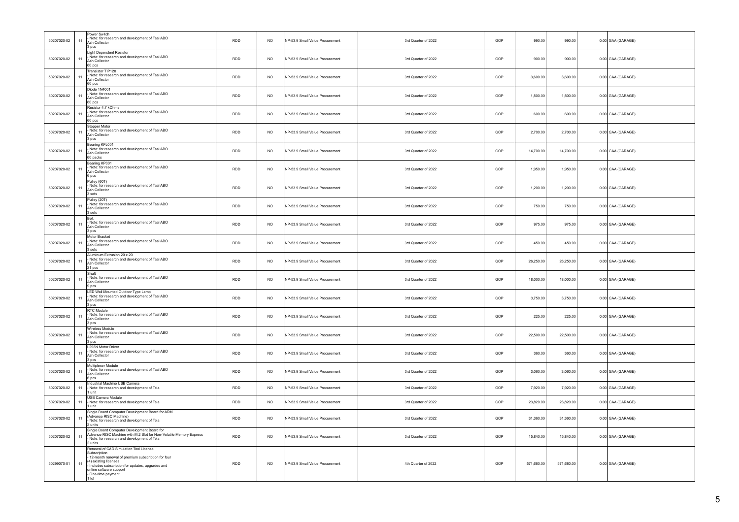| | | | | | | | | | | | |
|---|---|---|---|---|---|---|---|---|---|---|---|
| 50207020-02 | 11 | Power Switch<br>- Note: for research and development of Taal ABO Ash Collector<br>3 pcs | RDD | NO | NP-53.9 Small Value Procurement | 3rd Quarter of 2022 | GOP | 990.00 | 990.00 | 0.00 | GAA (GARAGE) |
| 50207020-02 | 11 | Light Dependent Resistor<br>- Note: for research and development of Taal ABO Ash Collector<br>60 pcs | RDD | NO | NP-53.9 Small Value Procurement | 3rd Quarter of 2022 | GOP | 900.00 | 900.00 | 0.00 | GAA (GARAGE) |
| 50207020-02 | 11 | Transistor TIP120<br>- Note: for research and development of Taal ABO Ash Collector<br>60 pcs | RDD | NO | NP-53.9 Small Value Procurement | 3rd Quarter of 2022 | GOP | 3,600.00 | 3,600.00 | 0.00 | GAA (GARAGE) |
| 50207020-02 | 11 | Diode 1N4001<br>- Note: for research and development of Taal ABO Ash Collector<br>60 pcs | RDD | NO | NP-53.9 Small Value Procurement | 3rd Quarter of 2022 | GOP | 1,500.00 | 1,500.00 | 0.00 | GAA (GARAGE) |
| 50207020-02 | 11 | Resistor 4.7 kOhms<br>- Note: for research and development of Taal ABO Ash Collector<br>60 pcs | RDD | NO | NP-53.9 Small Value Procurement | 3rd Quarter of 2022 | GOP | 600.00 | 600.00 | 0.00 | GAA (GARAGE) |
| 50207020-02 | 11 | Stepper Motor<br>- Note: for research and development of Taal ABO Ash Collector<br>3 pcs | RDD | NO | NP-53.9 Small Value Procurement | 3rd Quarter of 2022 | GOP | 2,700.00 | 2,700.00 | 0.00 | GAA (GARAGE) |
| 50207020-02 | 11 | Bearing KFL001<br>- Note: for research and development of Taal ABO Ash Collector<br>60 packs | RDD | NO | NP-53.9 Small Value Procurement | 3rd Quarter of 2022 | GOP | 14,700.00 | 14,700.00 | 0.00 | GAA (GARAGE) |
| 50207020-02 | 11 | Bearing KP001<br>- Note: for research and development of Taal ABO Ash Collector<br>6 pcs | RDD | NO | NP-53.9 Small Value Procurement | 3rd Quarter of 2022 | GOP | 1,950.00 | 1,950.00 | 0.00 | GAA (GARAGE) |
| 50207020-02 | 11 | Pulley (60T)<br>- Note: for research and development of Taal ABO Ash Collector<br>3 sets | RDD | NO | NP-53.9 Small Value Procurement | 3rd Quarter of 2022 | GOP | 1,200.00 | 1,200.00 | 0.00 | GAA (GARAGE) |
| 50207020-02 | 11 | Pulley (20T)<br>- Note: for research and development of Taal ABO Ash Collector<br>3 sets | RDD | NO | NP-53.9 Small Value Procurement | 3rd Quarter of 2022 | GOP | 750.00 | 750.00 | 0.00 | GAA (GARAGE) |
| 50207020-02 | 11 | Belt<br>- Note: for research and development of Taal ABO Ash Collector<br>3 pcs | RDD | NO | NP-53.9 Small Value Procurement | 3rd Quarter of 2022 | GOP | 975.00 | 975.00 | 0.00 | GAA (GARAGE) |
| 50207020-02 | 11 | Motor Bracket<br>- Note: for research and development of Taal ABO Ash Collector<br>3 sets | RDD | NO | NP-53.9 Small Value Procurement | 3rd Quarter of 2022 | GOP | 450.00 | 450.00 | 0.00 | GAA (GARAGE) |
| 50207020-02 | 11 | Aluminum Extrusion 20 x 20<br>- Note: for research and development of Taal ABO Ash Collector<br>21 pcs | RDD | NO | NP-53.9 Small Value Procurement | 3rd Quarter of 2022 | GOP | 26,250.00 | 26,250.00 | 0.00 | GAA (GARAGE) |
| 50207020-02 | 11 | Shaft<br>- Note: for research and development of Taal ABO Ash Collector<br>9 pcs | RDD | NO | NP-53.9 Small Value Procurement | 3rd Quarter of 2022 | GOP | 18,000.00 | 18,000.00 | 0.00 | GAA (GARAGE) |
| 50207020-02 | 11 | LED Wall Mounted Outdoor Type Lamp<br>- Note: for research and development of Taal ABO Ash Collector<br>3 pcs | RDD | NO | NP-53.9 Small Value Procurement | 3rd Quarter of 2022 | GOP | 3,750.00 | 3,750.00 | 0.00 | GAA (GARAGE) |
| 50207020-02 | 11 | RTC Module<br>- Note: for research and development of Taal ABO Ash Collector<br>3 pcs | RDD | NO | NP-53.9 Small Value Procurement | 3rd Quarter of 2022 | GOP | 225.00 | 225.00 | 0.00 | GAA (GARAGE) |
| 50207020-02 | 11 | Wireless Module<br>- Note: for research and development of Taal ABO Ash Collector<br>3 pcs | RDD | NO | NP-53.9 Small Value Procurement | 3rd Quarter of 2022 | GOP | 22,500.00 | 22,500.00 | 0.00 | GAA (GARAGE) |
| 50207020-02 | 11 | L298N Motor Driver<br>- Note: for research and development of Taal ABO Ash Collector<br>3 pcs | RDD | NO | NP-53.9 Small Value Procurement | 3rd Quarter of 2022 | GOP | 360.00 | 360.00 | 0.00 | GAA (GARAGE) |
| 50207020-02 | 11 | Multiplexer Module<br>- Note: for research and development of Taal ABO Ash Collector<br>6 pcs | RDD | NO | NP-53.9 Small Value Procurement | 3rd Quarter of 2022 | GOP | 3,060.00 | 3,060.00 | 0.00 | GAA (GARAGE) |
| 50207020-02 | 11 | Industrial Machine USB Camera<br>- Note: for research and development of Tela<br>1 unit | RDD | NO | NP-53.9 Small Value Procurement | 3rd Quarter of 2022 | GOP | 7,920.00 | 7,920.00 | 0.00 | GAA (GARAGE) |
| 50207020-02 | 11 | USB Camera Module<br>- Note: for research and development of Tela<br>1 unit | RDD | NO | NP-53.9 Small Value Procurement | 3rd Quarter of 2022 | GOP | 23,820.00 | 23,820.00 | 0.00 | GAA (GARAGE) |
| 50207020-02 | 11 | Single Board Computer Development Board for ARM (Advance RISC Machine)<br>- Note: for research and development of Tela<br>2 units | RDD | NO | NP-53.9 Small Value Procurement | 3rd Quarter of 2022 | GOP | 31,360.00 | 31,360.00 | 0.00 | GAA (GARAGE) |
| 50207020-02 | 11 | Single Board Computer Development Board for Advance RISC Machine with M.2 Slot for Non-Volatile Memory Express<br>- Note: for research and development of Tela<br>2 units | RDD | NO | NP-53.9 Small Value Procurement | 3rd Quarter of 2022 | GOP | 15,840.00 | 15,840.00 | 0.00 | GAA (GARAGE) |
| 50299070-01 | 11 | Renewal of CAD Simulation Tool License Subscription<br>- 12-month renewal of premium subscription for four (4) existing licenses<br>- Includes subscription for updates, upgrades and online software support<br>- One-time payment<br>1 lot | RDD | NO | NP-53.9 Small Value Procurement | 4th Quarter of 2022 | GOP | 571,680.00 | 571,680.00 | 0.00 | GAA (GARAGE) |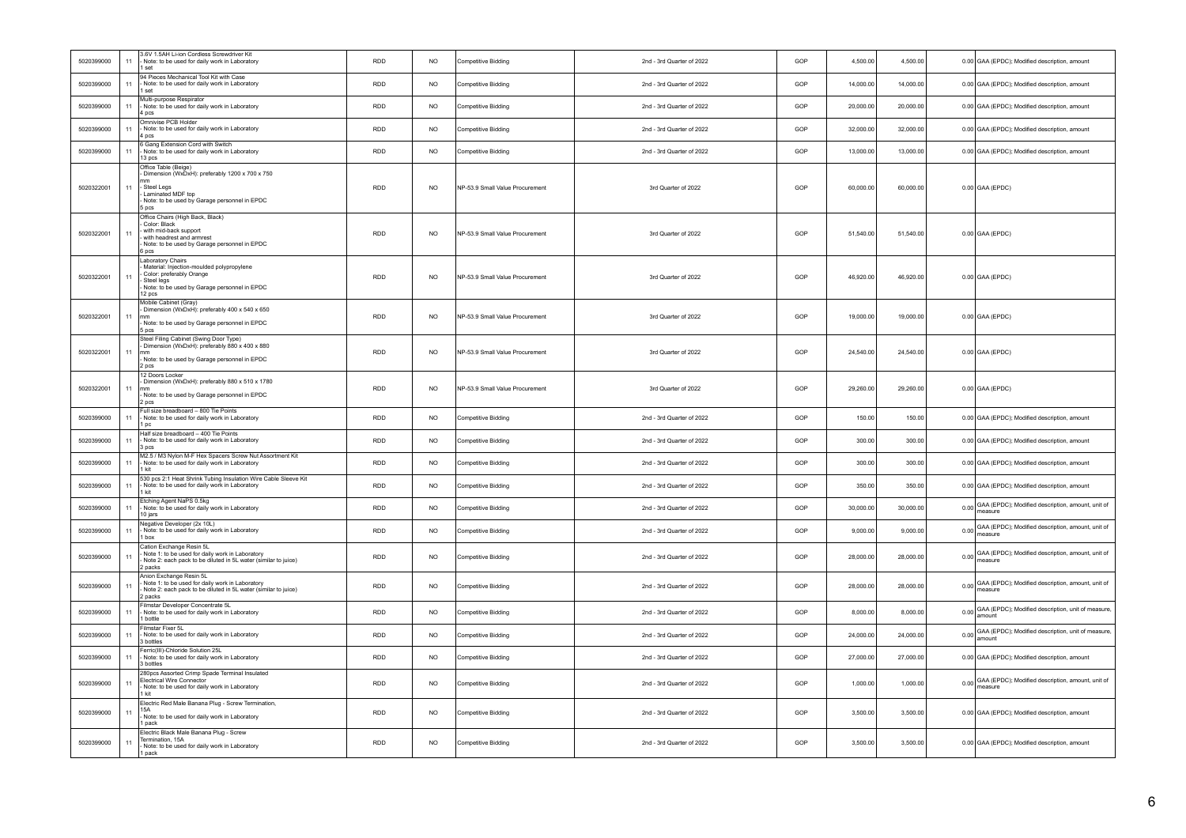| | | | | | | | | | | | |
|---|---|---|---|---|---|---|---|---|---|---|---|
| 5020399000 | 11 | 3.6V 1.5AH Li-ion Cordless Screwdriver Kit<br>- Note: to be used for daily work in Laboratory<br>1 set | RDD | NO | Competitive Bidding | 2nd - 3rd Quarter of 2022 | GOP | 4,500.00 | 4,500.00 | 0.00 | GAA (EPDC); Modified description, amount |
| 5020399000 | 11 | 94 Pieces Mechanical Tool Kit with Case<br>- Note: to be used for daily work in Laboratory<br>1 set | RDD | NO | Competitive Bidding | 2nd - 3rd Quarter of 2022 | GOP | 14,000.00 | 14,000.00 | 0.00 | GAA (EPDC); Modified description, amount |
| 5020399000 | 11 | Multi-purpose Respirator<br>- Note: to be used for daily work in Laboratory<br>4 pcs | RDD | NO | Competitive Bidding | 2nd - 3rd Quarter of 2022 | GOP | 20,000.00 | 20,000.00 | 0.00 | GAA (EPDC); Modified description, amount |
| 5020399000 | 11 | Omnivise PCB Holder<br>- Note: to be used for daily work in Laboratory<br>4 pcs | RDD | NO | Competitive Bidding | 2nd - 3rd Quarter of 2022 | GOP | 32,000.00 | 32,000.00 | 0.00 | GAA (EPDC); Modified description, amount |
| 5020399000 | 11 | 6 Gang Extension Cord with Switch<br>- Note: to be used for daily work in Laboratory<br>13 pcs | RDD | NO | Competitive Bidding | 2nd - 3rd Quarter of 2022 | GOP | 13,000.00 | 13,000.00 | 0.00 | GAA (EPDC); Modified description, amount |
| 5020322001 | 11 | Office Table (Beige)<br>- Dimension (WxDxH): preferably 1200 x 700 x 750 mm<br>- Steel Legs<br>- Laminated MDF top<br>- Note: to be used by Garage personnel in EPDC<br>5 pcs | RDD | NO | NP-53.9 Small Value Procurement | 3rd Quarter of 2022 | GOP | 60,000.00 | 60,000.00 | 0.00 | GAA (EPDC) |
| 5020322001 | 11 | Office Chairs (High Back, Black)<br>- Color: Black<br>- with mid-back support<br>- with headrest and armrest<br>- Note: to be used by Garage personnel in EPDC<br>6 pcs | RDD | NO | NP-53.9 Small Value Procurement | 3rd Quarter of 2022 | GOP | 51,540.00 | 51,540.00 | 0.00 | GAA (EPDC) |
| 5020322001 | 11 | Laboratory Chairs<br>- Material: Injection-moulded polypropylene<br>- Color: preferably Orange<br>- Steel legs<br>- Note: to be used by Garage personnel in EPDC<br>12 pcs | RDD | NO | NP-53.9 Small Value Procurement | 3rd Quarter of 2022 | GOP | 46,920.00 | 46,920.00 | 0.00 | GAA (EPDC) |
| 5020322001 | 11 | Mobile Cabinet (Gray)<br>- Dimension (WxDxH): preferably 400 x 540 x 650 mm<br>- Note: to be used by Garage personnel in EPDC<br>5 pcs | RDD | NO | NP-53.9 Small Value Procurement | 3rd Quarter of 2022 | GOP | 19,000.00 | 19,000.00 | 0.00 | GAA (EPDC) |
| 5020322001 | 11 | Steel Filing Cabinet (Swing Door Type)<br>- Dimension (WxDxH): preferably 880 x 400 x 880 mm<br>- Note: to be used by Garage personnel in EPDC<br>2 pcs | RDD | NO | NP-53.9 Small Value Procurement | 3rd Quarter of 2022 | GOP | 24,540.00 | 24,540.00 | 0.00 | GAA (EPDC) |
| 5020322001 | 11 | 12 Doors Locker<br>- Dimension (WxDxH): preferably 880 x 510 x 1780 mm<br>- Note: to be used by Garage personnel in EPDC<br>2 pcs | RDD | NO | NP-53.9 Small Value Procurement | 3rd Quarter of 2022 | GOP | 29,260.00 | 29,260.00 | 0.00 | GAA (EPDC) |
| 5020399000 | 11 | Full size breadboard – 800 Tie Points<br>- Note: to be used for daily work in Laboratory<br>1 pc | RDD | NO | Competitive Bidding | 2nd - 3rd Quarter of 2022 | GOP | 150.00 | 150.00 | 0.00 | GAA (EPDC); Modified description, amount |
| 5020399000 | 11 | Half size breadboard – 400 Tie Points<br>- Note: to be used for daily work in Laboratory<br>3 pcs | RDD | NO | Competitive Bidding | 2nd - 3rd Quarter of 2022 | GOP | 300.00 | 300.00 | 0.00 | GAA (EPDC); Modified description, amount |
| 5020399000 | 11 | M2.5 / M3 Nylon M-F Hex Spacers Screw Nut Assortment Kit<br>- Note: to be used for daily work in Laboratory<br>1 kit | RDD | NO | Competitive Bidding | 2nd - 3rd Quarter of 2022 | GOP | 300.00 | 300.00 | 0.00 | GAA (EPDC); Modified description, amount |
| 5020399000 | 11 | 530 pcs 2:1 Heat Shrink Tubing Insulation Wire Cable Sleeve Kit<br>- Note: to be used for daily work in Laboratory<br>1 kit | RDD | NO | Competitive Bidding | 2nd - 3rd Quarter of 2022 | GOP | 350.00 | 350.00 | 0.00 | GAA (EPDC); Modified description, amount |
| 5020399000 | 11 | Etching Agent NaPS 0.5kg<br>- Note: to be used for daily work in Laboratory<br>10 jars | RDD | NO | Competitive Bidding | 2nd - 3rd Quarter of 2022 | GOP | 30,000.00 | 30,000.00 | 0.00 | GAA (EPDC); Modified description, amount, unit of measure |
| 5020399000 | 11 | Negative Developer (2x 10L)<br>- Note: to be used for daily work in Laboratory<br>1 box | RDD | NO | Competitive Bidding | 2nd - 3rd Quarter of 2022 | GOP | 9,000.00 | 9,000.00 | 0.00 | GAA (EPDC); Modified description, amount, unit of measure |
| 5020399000 | 11 | Cation Exchange Resin 5L<br>- Note 1: to be used for daily work in Laboratory<br>- Note 2: each pack to be diluted in 5L water (similar to juice)<br>2 packs | RDD | NO | Competitive Bidding | 2nd - 3rd Quarter of 2022 | GOP | 28,000.00 | 28,000.00 | 0.00 | GAA (EPDC); Modified description, amount, unit of measure |
| 5020399000 | 11 | Anion Exchange Resin 5L<br>- Note 1: to be used for daily work in Laboratory<br>- Note 2: each pack to be diluted in 5L water (similar to juice)<br>2 packs | RDD | NO | Competitive Bidding | 2nd - 3rd Quarter of 2022 | GOP | 28,000.00 | 28,000.00 | 0.00 | GAA (EPDC); Modified description, amount, unit of measure |
| 5020399000 | 11 | Filmstar Developer Concentrate 5L<br>- Note: to be used for daily work in Laboratory<br>1 bottle | RDD | NO | Competitive Bidding | 2nd - 3rd Quarter of 2022 | GOP | 8,000.00 | 8,000.00 | 0.00 | GAA (EPDC); Modified description, unit of measure, amount |
| 5020399000 | 11 | Filmstar Fixer 5L<br>- Note: to be used for daily work in Laboratory<br>3 bottles | RDD | NO | Competitive Bidding | 2nd - 3rd Quarter of 2022 | GOP | 24,000.00 | 24,000.00 | 0.00 | GAA (EPDC); Modified description, unit of measure, amount |
| 5020399000 | 11 | Ferric(III)-Chloride Solution 25L<br>- Note: to be used for daily work in Laboratory<br>3 bottles | RDD | NO | Competitive Bidding | 2nd - 3rd Quarter of 2022 | GOP | 27,000.00 | 27,000.00 | 0.00 | GAA (EPDC); Modified description, amount |
| 5020399000 | 11 | 280pcs Assorted Crimp Spade Terminal Insulated Electrical Wire Connector<br>- Note: to be used for daily work in Laboratory<br>1 kit | RDD | NO | Competitive Bidding | 2nd - 3rd Quarter of 2022 | GOP | 1,000.00 | 1,000.00 | 0.00 | GAA (EPDC); Modified description, amount, unit of measure |
| 5020399000 | 11 | Electric Red Male Banana Plug - Screw Termination, 15A<br>- Note: to be used for daily work in Laboratory<br>1 pack | RDD | NO | Competitive Bidding | 2nd - 3rd Quarter of 2022 | GOP | 3,500.00 | 3,500.00 | 0.00 | GAA (EPDC); Modified description, amount |
| 5020399000 | 11 | Electric Black Male Banana Plug - Screw Termination, 15A<br>- Note: to be used for daily work in Laboratory<br>1 pack | RDD | NO | Competitive Bidding | 2nd - 3rd Quarter of 2022 | GOP | 3,500.00 | 3,500.00 | 0.00 | GAA (EPDC); Modified description, amount |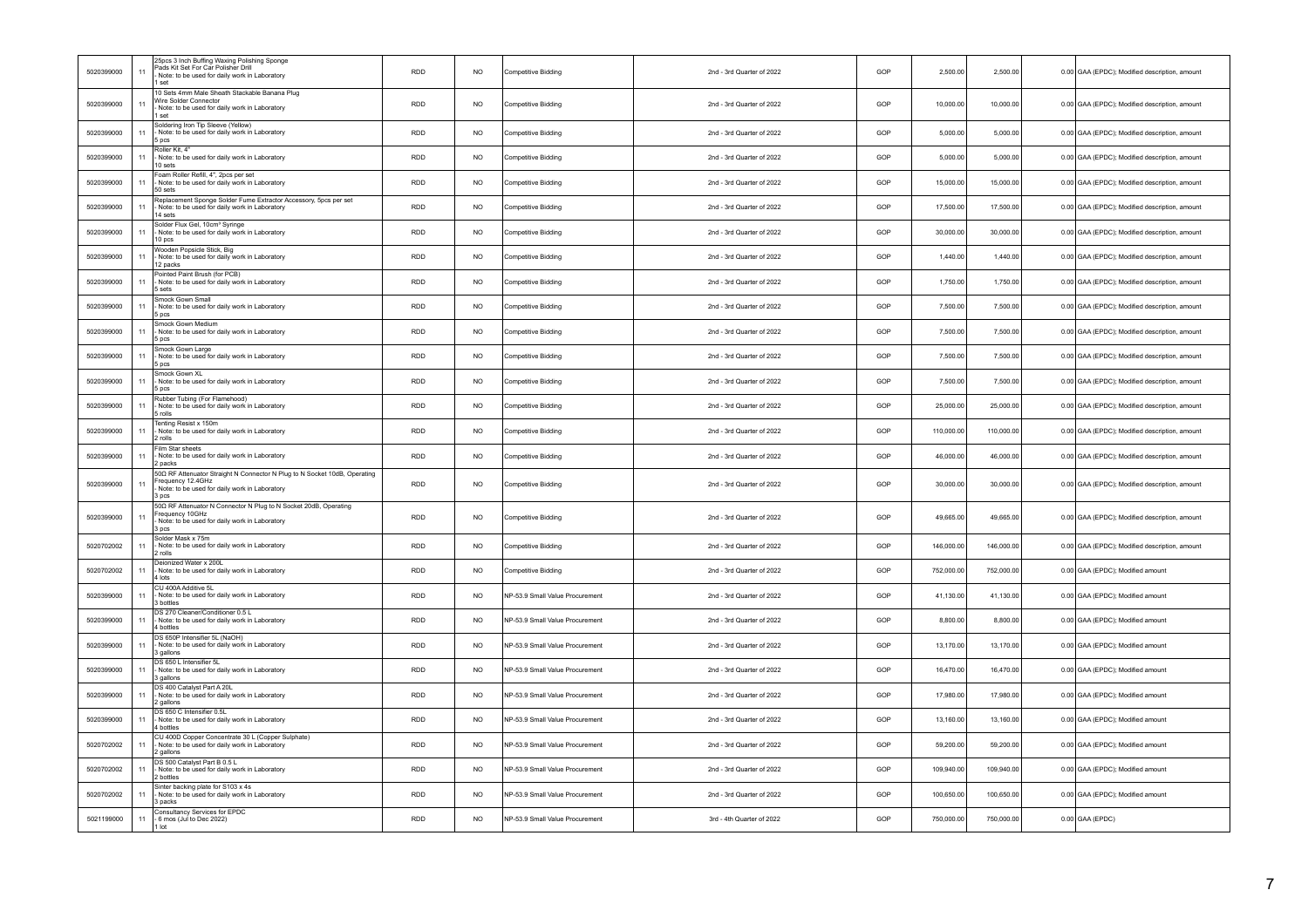| | | | | | | | | | | |
|---|---|---|---|---|---|---|---|---|---|---|
| 5020399000 | 11 | 25pcs 3 Inch Buffing Waxing Polishing Sponge Pads Kit Set For Car Polisher Drill - Note: to be used for daily work in Laboratory 1 set | RDD | NO | Competitive Bidding | 2nd - 3rd Quarter of 2022 | GOP | 2,500.00 | 2,500.00 | 0.00 GAA (EPDC); Modified description, amount |
| 5020399000 | 11 | 10 Sets 4mm Male Sheath Stackable Banana Plug Wire Solder Connector - Note: to be used for daily work in Laboratory 1 set | RDD | NO | Competitive Bidding | 2nd - 3rd Quarter of 2022 | GOP | 10,000.00 | 10,000.00 | 0.00 GAA (EPDC); Modified description, amount |
| 5020399000 | 11 | Soldering Iron Tip Sleeve (Yellow) - Note: to be used for daily work in Laboratory 5 pcs | RDD | NO | Competitive Bidding | 2nd - 3rd Quarter of 2022 | GOP | 5,000.00 | 5,000.00 | 0.00 GAA (EPDC); Modified description, amount |
| 5020399000 | 11 | Roller Kit, 4" - Note: to be used for daily work in Laboratory 10 sets | RDD | NO | Competitive Bidding | 2nd - 3rd Quarter of 2022 | GOP | 5,000.00 | 5,000.00 | 0.00 GAA (EPDC); Modified description, amount |
| 5020399000 | 11 | Foam Roller Refill, 4", 2pcs per set - Note: to be used for daily work in Laboratory 50 sets | RDD | NO | Competitive Bidding | 2nd - 3rd Quarter of 2022 | GOP | 15,000.00 | 15,000.00 | 0.00 GAA (EPDC); Modified description, amount |
| 5020399000 | 11 | Replacement Sponge Solder Fume Extractor Accessory, 5pcs per set - Note: to be used for daily work in Laboratory 14 sets | RDD | NO | Competitive Bidding | 2nd - 3rd Quarter of 2022 | GOP | 17,500.00 | 17,500.00 | 0.00 GAA (EPDC); Modified description, amount |
| 5020399000 | 11 | Solder Flux Gel, 10cm³ Syringe - Note: to be used for daily work in Laboratory 10 pcs | RDD | NO | Competitive Bidding | 2nd - 3rd Quarter of 2022 | GOP | 30,000.00 | 30,000.00 | 0.00 GAA (EPDC); Modified description, amount |
| 5020399000 | 11 | Wooden Popsicle Stick, Big - Note: to be used for daily work in Laboratory 12 packs | RDD | NO | Competitive Bidding | 2nd - 3rd Quarter of 2022 | GOP | 1,440.00 | 1,440.00 | 0.00 GAA (EPDC); Modified description, amount |
| 5020399000 | 11 | Pointed Paint Brush (for PCB) - Note: to be used for daily work in Laboratory 5 sets | RDD | NO | Competitive Bidding | 2nd - 3rd Quarter of 2022 | GOP | 1,750.00 | 1,750.00 | 0.00 GAA (EPDC); Modified description, amount |
| 5020399000 | 11 | Smock Gown Small - Note: to be used for daily work in Laboratory 5 pcs | RDD | NO | Competitive Bidding | 2nd - 3rd Quarter of 2022 | GOP | 7,500.00 | 7,500.00 | 0.00 GAA (EPDC); Modified description, amount |
| 5020399000 | 11 | Smock Gown Medium - Note: to be used for daily work in Laboratory 5 pcs | RDD | NO | Competitive Bidding | 2nd - 3rd Quarter of 2022 | GOP | 7,500.00 | 7,500.00 | 0.00 GAA (EPDC); Modified description, amount |
| 5020399000 | 11 | Smock Gown Large - Note: to be used for daily work in Laboratory 5 pcs | RDD | NO | Competitive Bidding | 2nd - 3rd Quarter of 2022 | GOP | 7,500.00 | 7,500.00 | 0.00 GAA (EPDC); Modified description, amount |
| 5020399000 | 11 | Smock Gown XL - Note: to be used for daily work in Laboratory 5 pcs | RDD | NO | Competitive Bidding | 2nd - 3rd Quarter of 2022 | GOP | 7,500.00 | 7,500.00 | 0.00 GAA (EPDC); Modified description, amount |
| 5020399000 | 11 | Rubber Tubing (For Flamehood) - Note: to be used for daily work in Laboratory 5 rolls | RDD | NO | Competitive Bidding | 2nd - 3rd Quarter of 2022 | GOP | 25,000.00 | 25,000.00 | 0.00 GAA (EPDC); Modified description, amount |
| 5020399000 | 11 | Tenting Resist x 150m - Note: to be used for daily work in Laboratory 2 rolls | RDD | NO | Competitive Bidding | 2nd - 3rd Quarter of 2022 | GOP | 110,000.00 | 110,000.00 | 0.00 GAA (EPDC); Modified description, amount |
| 5020399000 | 11 | Film Star sheets - Note: to be used for daily work in Laboratory 2 packs | RDD | NO | Competitive Bidding | 2nd - 3rd Quarter of 2022 | GOP | 46,000.00 | 46,000.00 | 0.00 GAA (EPDC); Modified description, amount |
| 5020399000 | 11 | 50Ω RF Attenuator Straight N Connector N Plug to N Socket 10dB, Operating Frequency 12.4GHz - Note: to be used for daily work in Laboratory 3 pcs | RDD | NO | Competitive Bidding | 2nd - 3rd Quarter of 2022 | GOP | 30,000.00 | 30,000.00 | 0.00 GAA (EPDC); Modified description, amount |
| 5020399000 | 11 | 50Ω RF Attenuator N Connector N Plug to N Socket 20dB, Operating Frequency 10GHz - Note: to be used for daily work in Laboratory 3 pcs | RDD | NO | Competitive Bidding | 2nd - 3rd Quarter of 2022 | GOP | 49,665.00 | 49,665.00 | 0.00 GAA (EPDC); Modified description, amount |
| 5020702002 | 11 | Solder Mask x 75m - Note: to be used for daily work in Laboratory 2 rolls | RDD | NO | Competitive Bidding | 2nd - 3rd Quarter of 2022 | GOP | 146,000.00 | 146,000.00 | 0.00 GAA (EPDC); Modified description, amount |
| 5020702002 | 11 | Deionized Water x 200L - Note: to be used for daily work in Laboratory 4 lots | RDD | NO | Competitive Bidding | 2nd - 3rd Quarter of 2022 | GOP | 752,000.00 | 752,000.00 | 0.00 GAA (EPDC); Modified amount |
| 5020399000 | 11 | CU 400A Additive 5L - Note: to be used for daily work in Laboratory 3 bottles | RDD | NO | NP-53.9 Small Value Procurement | 2nd - 3rd Quarter of 2022 | GOP | 41,130.00 | 41,130.00 | 0.00 GAA (EPDC); Modified amount |
| 5020399000 | 11 | DS 270 Cleaner/Conditioner 0.5 L - Note: to be used for daily work in Laboratory 4 bottles | RDD | NO | NP-53.9 Small Value Procurement | 2nd - 3rd Quarter of 2022 | GOP | 8,800.00 | 8,800.00 | 0.00 GAA (EPDC); Modified amount |
| 5020399000 | 11 | DS 650P Intensifier 5L (NaOH) - Note: to be used for daily work in Laboratory 3 gallons | RDD | NO | NP-53.9 Small Value Procurement | 2nd - 3rd Quarter of 2022 | GOP | 13,170.00 | 13,170.00 | 0.00 GAA (EPDC); Modified amount |
| 5020399000 | 11 | DS 650 L Intensifier 5L - Note: to be used for daily work in Laboratory 3 gallons | RDD | NO | NP-53.9 Small Value Procurement | 2nd - 3rd Quarter of 2022 | GOP | 16,470.00 | 16,470.00 | 0.00 GAA (EPDC); Modified amount |
| 5020399000 | 11 | DS 400 Catalyst Part A 20L - Note: to be used for daily work in Laboratory 2 gallons | RDD | NO | NP-53.9 Small Value Procurement | 2nd - 3rd Quarter of 2022 | GOP | 17,980.00 | 17,980.00 | 0.00 GAA (EPDC); Modified amount |
| 5020399000 | 11 | DS 650 C Intensifier 0.5L - Note: to be used for daily work in Laboratory 4 bottles | RDD | NO | NP-53.9 Small Value Procurement | 2nd - 3rd Quarter of 2022 | GOP | 13,160.00 | 13,160.00 | 0.00 GAA (EPDC); Modified amount |
| 5020702002 | 11 | CU 400D Copper Concentrate 30 L (Copper Sulphate) - Note: to be used for daily work in Laboratory 2 gallons | RDD | NO | NP-53.9 Small Value Procurement | 2nd - 3rd Quarter of 2022 | GOP | 59,200.00 | 59,200.00 | 0.00 GAA (EPDC); Modified amount |
| 5020702002 | 11 | DS 500 Catalyst Part B 0.5 L - Note: to be used for daily work in Laboratory 2 bottles | RDD | NO | NP-53.9 Small Value Procurement | 2nd - 3rd Quarter of 2022 | GOP | 109,940.00 | 109,940.00 | 0.00 GAA (EPDC); Modified amount |
| 5020702002 | 11 | Sinter backing plate for S103 x 4s - Note: to be used for daily work in Laboratory 3 packs | RDD | NO | NP-53.9 Small Value Procurement | 2nd - 3rd Quarter of 2022 | GOP | 100,650.00 | 100,650.00 | 0.00 GAA (EPDC); Modified amount |
| 5021199000 | 11 | Consultancy Services for EPDC - 6 mos (Jul to Dec 2022) 1 lot | RDD | NO | NP-53.9 Small Value Procurement | 3rd - 4th Quarter of 2022 | GOP | 750,000.00 | 750,000.00 | 0.00 GAA (EPDC) |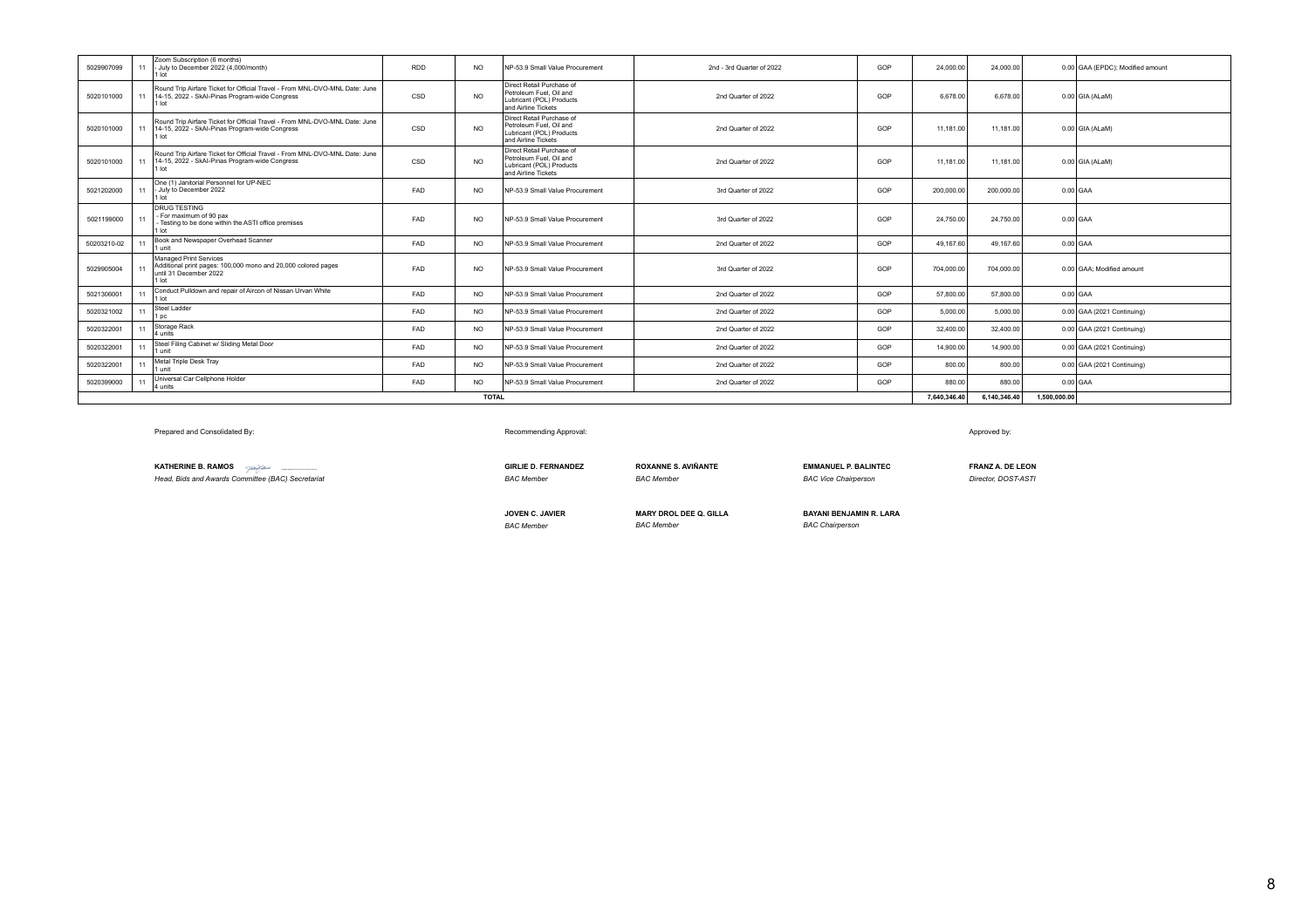| | | | | | | | | | | | |
|---|---|---|---|---|---|---|---|---|---|---|---|
| 5029907099 | 11 | Zoom Subscription (6 months)<br>- July to December 2022 (4,000/month)<br>1 lot | RDD | NO | NP-53.9 Small Value Procurement | 2nd - 3rd Quarter of 2022 | GOP | 24,000.00 | 24,000.00 | 0.00 | GAA (EPDC); Modified amount |
| 5020101000 | 11 | Round Trip Airfare Ticket for Official Travel - From MNL-DVO-MNL Date: June 14-15, 2022 - SkAI-Pinas Program-wide Congress<br>1 lot | CSD | NO | Direct Retail Purchase of Petroleum Fuel, Oil and Lubricant (POL) Products and Airline Tickets | 2nd Quarter of 2022 | GOP | 6,678.00 | 6,678.00 | 0.00 | GIA (ALaM) |
| 5020101000 | 11 | Round Trip Airfare Ticket for Official Travel - From MNL-DVO-MNL Date: June 14-15, 2022 - SkAI-Pinas Program-wide Congress<br>1 lot | CSD | NO | Direct Retail Purchase of Petroleum Fuel, Oil and Lubricant (POL) Products and Airline Tickets | 2nd Quarter of 2022 | GOP | 11,181.00 | 11,181.00 | 0.00 | GIA (ALaM) |
| 5020101000 | 11 | Round Trip Airfare Ticket for Official Travel - From MNL-DVO-MNL Date: June 14-15, 2022 - SkAI-Pinas Program-wide Congress<br>1 lot | CSD | NO | Direct Retail Purchase of Petroleum Fuel, Oil and Lubricant (POL) Products and Airline Tickets | 2nd Quarter of 2022 | GOP | 11,181.00 | 11,181.00 | 0.00 | GIA (ALaM) |
| 5021202000 | 11 | One (1) Janitorial Personnel for UP-NEC<br>- July to December 2022<br>1 lot | FAD | NO | NP-53.9 Small Value Procurement | 3rd Quarter of 2022 | GOP | 200,000.00 | 200,000.00 | 0.00 | GAA |
| 5021199000 | 11 | DRUG TESTING<br>- For maximum of 90 pax<br>- Testing to be done within the ASTI office premises<br>1 lot | FAD | NO | NP-53.9 Small Value Procurement | 3rd Quarter of 2022 | GOP | 24,750.00 | 24,750.00 | 0.00 | GAA |
| 50203210-02 | 11 | Book and Newspaper Overhead Scanner<br>1 unit | FAD | NO | NP-53.9 Small Value Procurement | 2nd Quarter of 2022 | GOP | 49,167.60 | 49,167.60 | 0.00 | GAA |
| 5029905004 | 11 | Managed Print Services<br>Additional print pages: 100,000 mono and 20,000 colored pages until 31 December 2022<br>1 lot | FAD | NO | NP-53.9 Small Value Procurement | 3rd Quarter of 2022 | GOP | 704,000.00 | 704,000.00 | 0.00 | GAA; Modified amount |
| 5021306001 | 11 | Conduct Pulldown and repair of Aircon of Nissan Urvan White<br>1 lot | FAD | NO | NP-53.9 Small Value Procurement | 2nd Quarter of 2022 | GOP | 57,800.00 | 57,800.00 | 0.00 | GAA |
| 5020321002 | 11 | Steel Ladder<br>1 pc | FAD | NO | NP-53.9 Small Value Procurement | 2nd Quarter of 2022 | GOP | 5,000.00 | 5,000.00 | 0.00 | GAA (2021 Continuing) |
| 5020322001 | 11 | Storage Rack<br>4 units | FAD | NO | NP-53.9 Small Value Procurement | 2nd Quarter of 2022 | GOP | 32,400.00 | 32,400.00 | 0.00 | GAA (2021 Continuing) |
| 5020322001 | 11 | Steel Filing Cabinet w/ Sliding Metal Door<br>1 unit | FAD | NO | NP-53.9 Small Value Procurement | 2nd Quarter of 2022 | GOP | 14,900.00 | 14,900.00 | 0.00 | GAA (2021 Continuing) |
| 5020322001 | 11 | Metal Triple Desk Tray<br>1 unit | FAD | NO | NP-53.9 Small Value Procurement | 2nd Quarter of 2022 | GOP | 800.00 | 800.00 | 0.00 | GAA (2021 Continuing) |
| 5020399000 | 11 | Universal Car Cellphone Holder<br>4 units | FAD | NO | NP-53.9 Small Value Procurement | 2nd Quarter of 2022 | GOP | 880.00 | 880.00 | 0.00 | GAA |
| | | | | TOTAL | | | | 7,640,346.40 | 6,140,346.40 | 1,500,000.00 | |

Prepared and Consolidated By:

**KATHERINE B. RAMOS**
*Head, Bids and Awards Committee (BAC) Secretariat*

Recommending Approval:

**GIRLIE D. FERNANDEZ**
*BAC Member*

**ROXANNE S. AVIÑANTE**
*BAC Member*

**EMMANUEL P. BALINTEC**
*BAC Vice Chairperson*

**JOVEN C. JAVIER**
*BAC Member*

**MARY DROL DEE Q. GILLA**
*BAC Member*

**BAYANI BENJAMIN R. LARA**
*BAC Chairperson*

Approved by:

**FRANZ A. DE LEON**
*Director, DOST-ASTI*